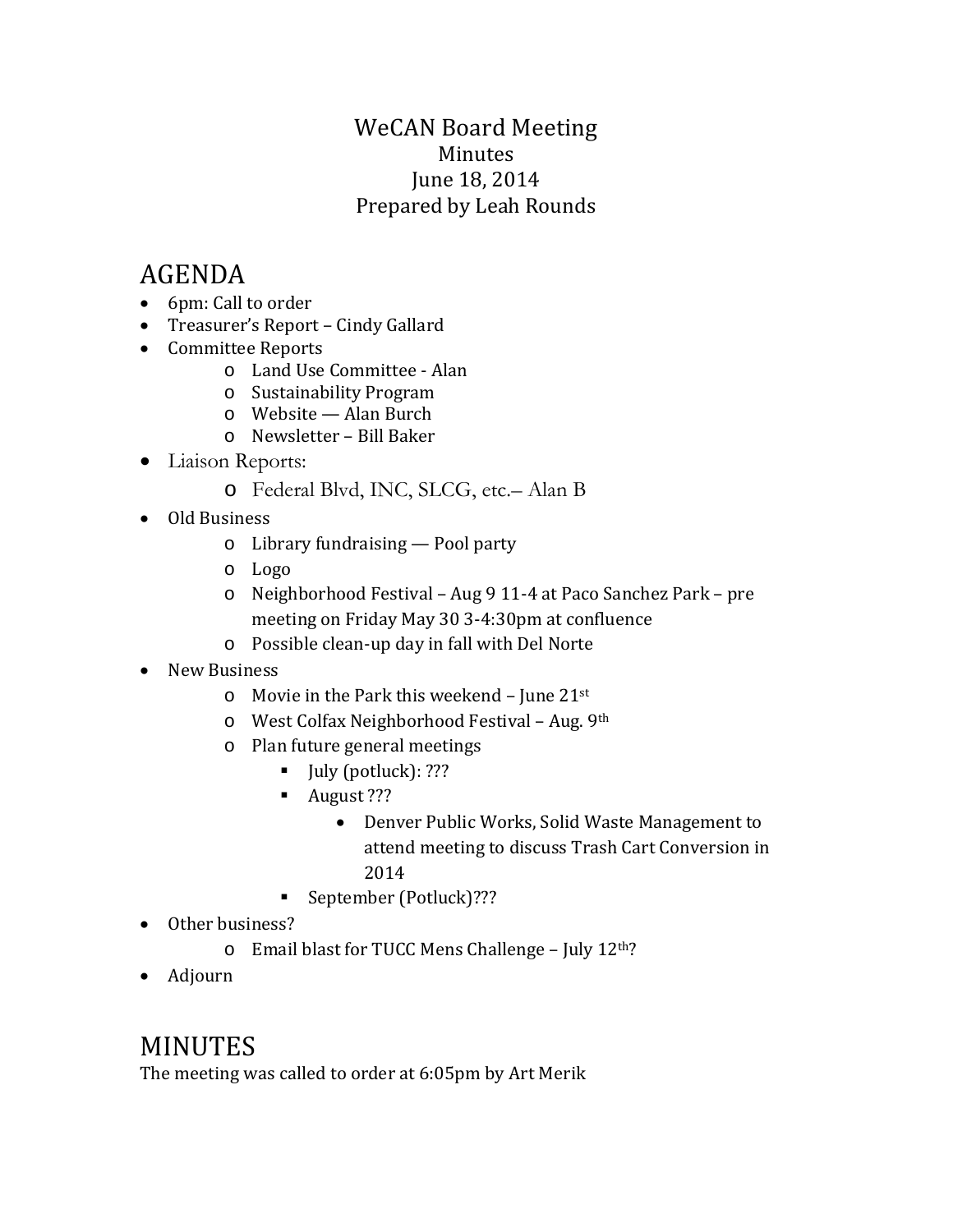# WeCAN Board Meeting

Minutes

June 18, 2014

Prepared by Leah Rounds

## AGENDA

- 6pm: Call to order
- Treasurer's Report – Cindy Gallard
- Committee Reports
  - Land Use Committee - Alan
  - Sustainability Program
  - Website — Alan Burch
  - Newsletter – Bill Baker
- Liaison Reports:
  - Federal Blvd, INC, SLCG, etc.– Alan B
- Old Business
  - Library fundraising — Pool party
  - Logo
  - Neighborhood Festival – Aug 9 11-4 at Paco Sanchez Park – pre meeting on Friday May 30 3-4:30pm at confluence
  - Possible clean-up day in fall with Del Norte
- New Business
  - Movie in the Park this weekend – June 21st
  - West Colfax Neighborhood Festival – Aug. 9th
  - Plan future general meetings
    - July (potluck): ???
    - August ???
      - Denver Public Works, Solid Waste Management to attend meeting to discuss Trash Cart Conversion in 2014
    - September (Potluck)???
- Other business?
  - Email blast for TUCC Mens Challenge – July 12th?
- Adjourn

## MINUTES

The meeting was called to order at 6:05pm by Art Merik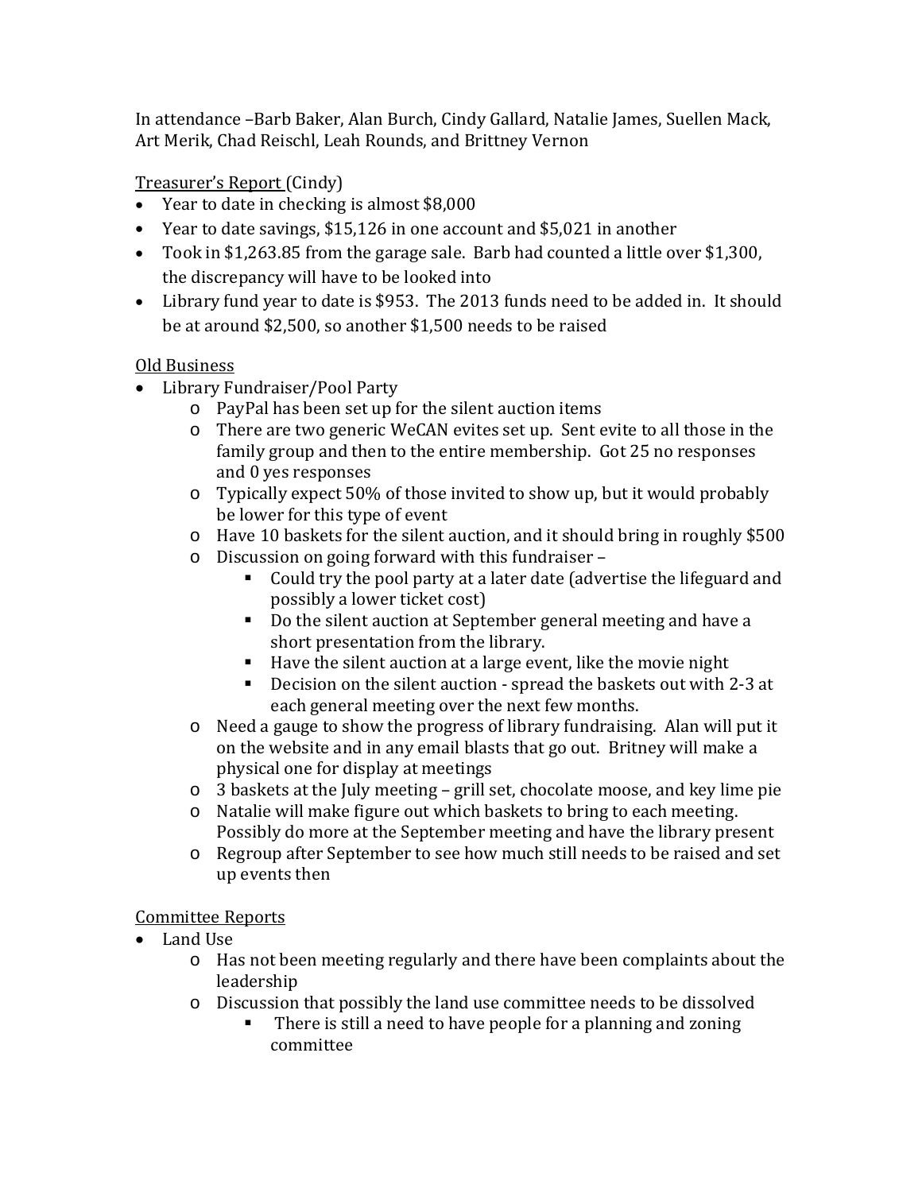In attendance –Barb Baker, Alan Burch, Cindy Gallard, Natalie James, Suellen Mack, Art Merik, Chad Reischl, Leah Rounds, and Brittney Vernon

Treasurer's Report (Cindy)

- Year to date in checking is almost $8,000
- Year to date savings, $15,126 in one account and $5,021 in another
- Took in $1,263.85 from the garage sale. Barb had counted a little over $1,300, the discrepancy will have to be looked into
- Library fund year to date is $953. The 2013 funds need to be added in. It should be at around $2,500, so another $1,500 needs to be raised

Old Business

- Library Fundraiser/Pool Party
  - PayPal has been set up for the silent auction items
  - There are two generic WeCAN evites set up. Sent evite to all those in the family group and then to the entire membership. Got 25 no responses and 0 yes responses
  - Typically expect 50% of those invited to show up, but it would probably be lower for this type of event
  - Have 10 baskets for the silent auction, and it should bring in roughly $500
  - Discussion on going forward with this fundraiser –
    - Could try the pool party at a later date (advertise the lifeguard and possibly a lower ticket cost)
    - Do the silent auction at September general meeting and have a short presentation from the library.
    - Have the silent auction at a large event, like the movie night
    - Decision on the silent auction - spread the baskets out with 2-3 at each general meeting over the next few months.
  - Need a gauge to show the progress of library fundraising. Alan will put it on the website and in any email blasts that go out. Britney will make a physical one for display at meetings
  - 3 baskets at the July meeting – grill set, chocolate moose, and key lime pie
  - Natalie will make figure out which baskets to bring to each meeting. Possibly do more at the September meeting and have the library present
  - Regroup after September to see how much still needs to be raised and set up events then

Committee Reports

- Land Use
  - Has not been meeting regularly and there have been complaints about the leadership
  - Discussion that possibly the land use committee needs to be dissolved
    - There is still a need to have people for a planning and zoning committee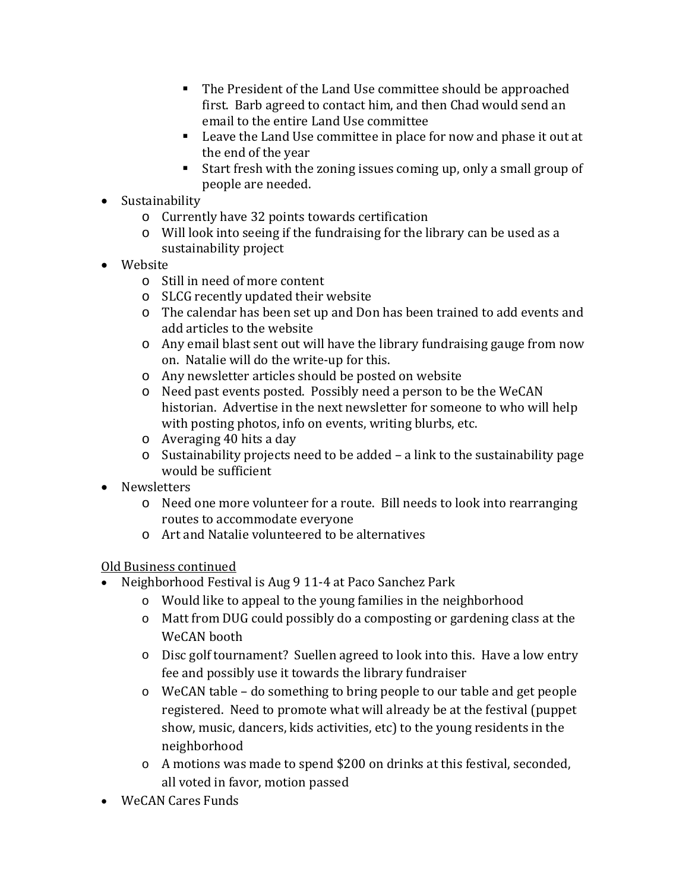- The President of the Land Use committee should be approached first. Barb agreed to contact him, and then Chad would send an email to the entire Land Use committee
        - Leave the Land Use committee in place for now and phase it out at the end of the year
        - Start fresh with the zoning issues coming up, only a small group of people are needed.
- Sustainability
    - Currently have 32 points towards certification
    - Will look into seeing if the fundraising for the library can be used as a sustainability project
- Website
    - Still in need of more content
    - SLCG recently updated their website
    - The calendar has been set up and Don has been trained to add events and add articles to the website
    - Any email blast sent out will have the library fundraising gauge from now on. Natalie will do the write-up for this.
    - Any newsletter articles should be posted on website
    - Need past events posted. Possibly need a person to be the WeCAN historian. Advertise in the next newsletter for someone to who will help with posting photos, info on events, writing blurbs, etc.
    - Averaging 40 hits a day
    - Sustainability projects need to be added – a link to the sustainability page would be sufficient
- Newsletters
    - Need one more volunteer for a route. Bill needs to look into rearranging routes to accommodate everyone
    - Art and Natalie volunteered to be alternatives

<u>Old Business continued</u>

- Neighborhood Festival is Aug 9 11-4 at Paco Sanchez Park
    - Would like to appeal to the young families in the neighborhood
    - Matt from DUG could possibly do a composting or gardening class at the WeCAN booth
    - Disc golf tournament? Suellen agreed to look into this. Have a low entry fee and possibly use it towards the library fundraiser
    - WeCAN table – do something to bring people to our table and get people registered. Need to promote what will already be at the festival (puppet show, music, dancers, kids activities, etc) to the young residents in the neighborhood
    - A motions was made to spend $200 on drinks at this festival, seconded, all voted in favor, motion passed
- WeCAN Cares Funds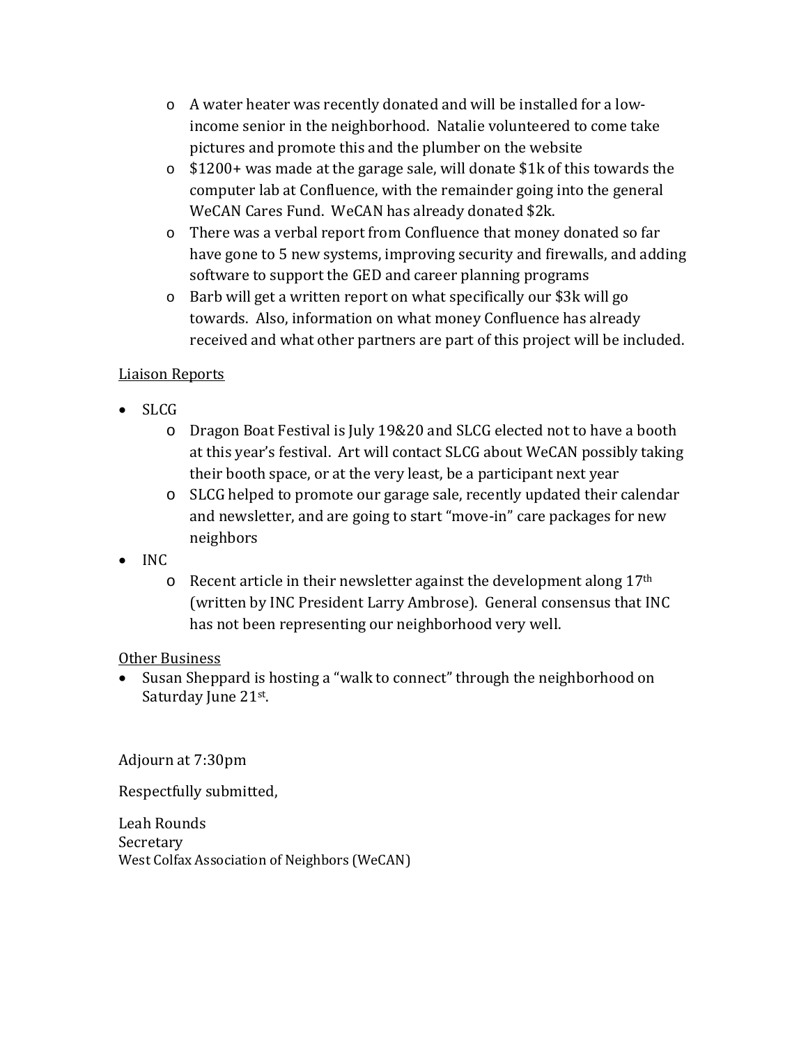- A water heater was recently donated and will be installed for a low-income senior in the neighborhood. Natalie volunteered to come take pictures and promote this and the plumber on the website
  - $1200+ was made at the garage sale, will donate $1k of this towards the computer lab at Confluence, with the remainder going into the general WeCAN Cares Fund. WeCAN has already donated $2k.
  - There was a verbal report from Confluence that money donated so far have gone to 5 new systems, improving security and firewalls, and adding software to support the GED and career planning programs
  - Barb will get a written report on what specifically our $3k will go towards. Also, information on what money Confluence has already received and what other partners are part of this project will be included.

<u>Liaison Reports</u>

- SLCG
  - Dragon Boat Festival is July 19&20 and SLCG elected not to have a booth at this year's festival. Art will contact SLCG about WeCAN possibly taking their booth space, or at the very least, be a participant next year
  - SLCG helped to promote our garage sale, recently updated their calendar and newsletter, and are going to start "move-in" care packages for new neighbors
- INC
  - Recent article in their newsletter against the development along 17th (written by INC President Larry Ambrose). General consensus that INC has not been representing our neighborhood very well.

<u>Other Business</u>

- Susan Sheppard is hosting a "walk to connect" through the neighborhood on Saturday June 21st.

Adjourn at 7:30pm

Respectfully submitted,

Leah Rounds
Secretary
West Colfax Association of Neighbors (WeCAN)